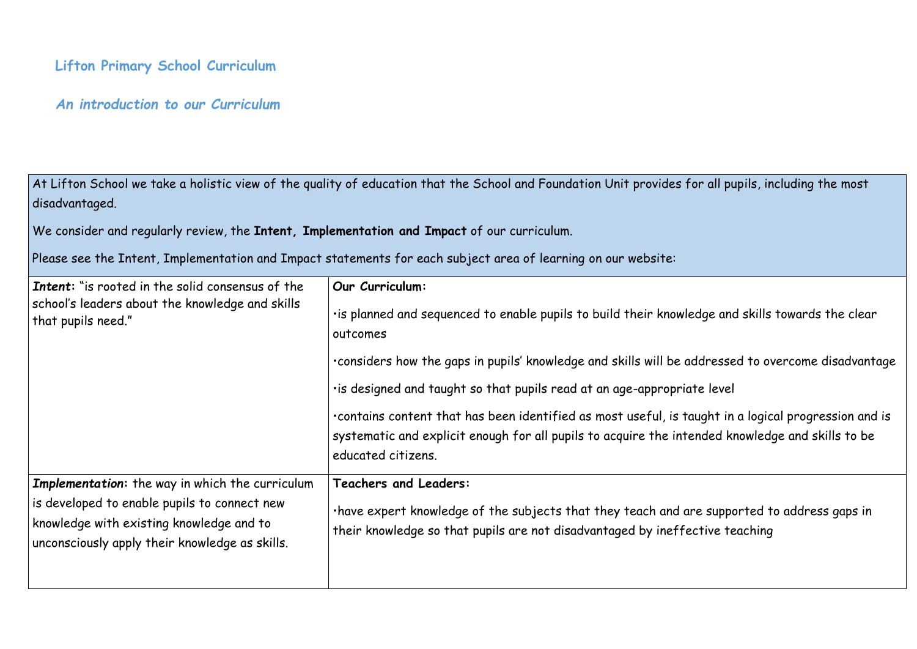# Lifton Primary School Curriculum

## *An introduction to our Curriculum*

At Lifton School we take a holistic view of the quality of education that the School and Foundation Unit provides for all pupils, including the most disadvantaged.

We consider and regularly review, the **Intent, Implementation and Impact** of our curriculum.

Please see the Intent, Implementation and Impact statements for each subject area of learning on our website:

| | |
|---|---|
| ***Intent***: "is rooted in the solid consensus of the school's leaders about the knowledge and skills that pupils need." | **Our Curriculum:**<br><br>•is planned and sequenced to enable pupils to build their knowledge and skills towards the clear outcomes<br><br>•considers how the gaps in pupils' knowledge and skills will be addressed to overcome disadvantage<br><br>•is designed and taught so that pupils read at an age-appropriate level<br><br>•contains content that has been identified as most useful, is taught in a logical progression and is systematic and explicit enough for all pupils to acquire the intended knowledge and skills to be educated citizens. |
| ***Implementation***: the way in which the curriculum is developed to enable pupils to connect new knowledge with existing knowledge and to unconsciously apply their knowledge as skills. | **Teachers and Leaders:**<br><br>•have expert knowledge of the subjects that they teach and are supported to address gaps in their knowledge so that pupils are not disadvantaged by ineffective teaching |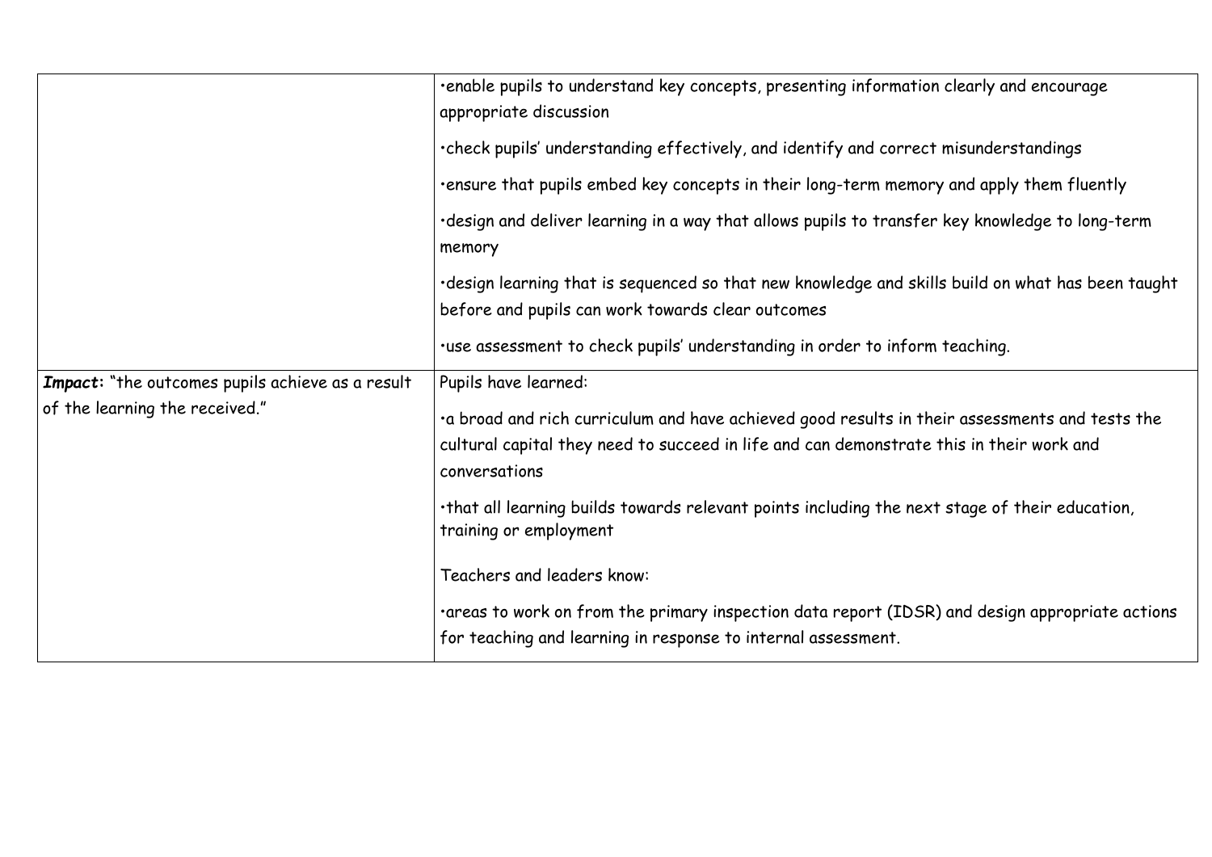| | |
|---|---|
| | •enable pupils to understand key concepts, presenting information clearly and encourage appropriate discussion<br><br>•check pupils' understanding effectively, and identify and correct misunderstandings<br><br>•ensure that pupils embed key concepts in their long-term memory and apply them fluently<br><br>•design and deliver learning in a way that allows pupils to transfer key knowledge to long-term memory<br><br>•design learning that is sequenced so that new knowledge and skills build on what has been taught before and pupils can work towards clear outcomes<br><br>•use assessment to check pupils' understanding in order to inform teaching. |
| ***Impact*:** "the outcomes pupils achieve as a result of the learning the received." | Pupils have learned:<br><br>•a broad and rich curriculum and have achieved good results in their assessments and tests the cultural capital they need to succeed in life and can demonstrate this in their work and conversations<br><br>•that all learning builds towards relevant points including the next stage of their education, training or employment<br><br>Teachers and leaders know:<br><br>•areas to work on from the primary inspection data report (IDSR) and design appropriate actions for teaching and learning in response to internal assessment. |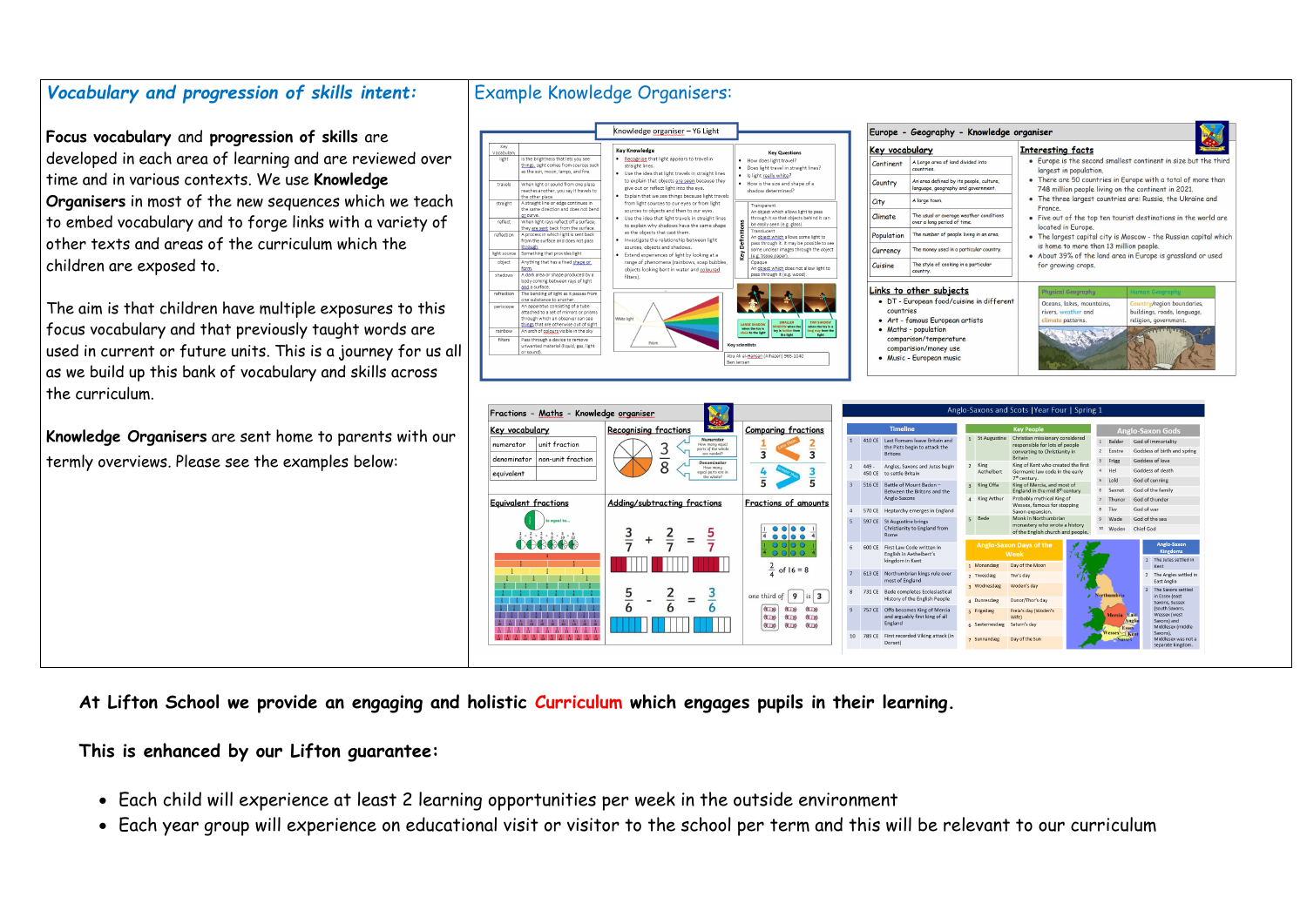## *Vocabulary and progression of skills intent:*

**Focus vocabulary** and **progression of skills** are developed in each area of learning and are reviewed over time and in various contexts. We use **Knowledge Organisers** in most of the new sequences which we teach to embed vocabulary and to forge links with a variety of other texts and areas of the curriculum which the children are exposed to.

The aim is that children have multiple exposures to this focus vocabulary and that previously taught words are used in current or future units. This is a journey for us all as we build up this bank of vocabulary and skills across the curriculum.

**Knowledge Organisers** are sent home to parents with our termly overviews. Please see the examples below:

## Example Knowledge Organisers:

**At Lifton School we provide an engaging and holistic Curriculum which engages pupils in their learning.**

**This is enhanced by our Lifton guarantee:**

- Each child will experience at least 2 learning opportunities per week in the outside environment
- Each year group will experience on educational visit or visitor to the school per term and this will be relevant to our curriculum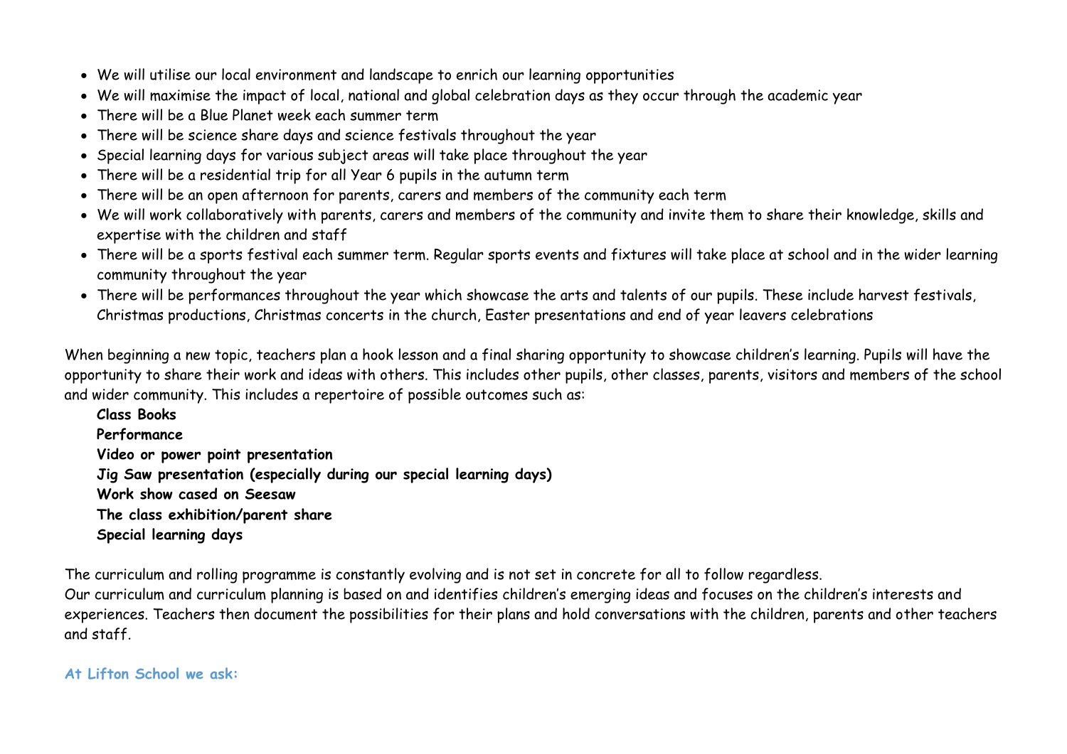- We will utilise our local environment and landscape to enrich our learning opportunities
- We will maximise the impact of local, national and global celebration days as they occur through the academic year
- There will be a Blue Planet week each summer term
- There will be science share days and science festivals throughout the year
- Special learning days for various subject areas will take place throughout the year
- There will be a residential trip for all Year 6 pupils in the autumn term
- There will be an open afternoon for parents, carers and members of the community each term
- We will work collaboratively with parents, carers and members of the community and invite them to share their knowledge, skills and expertise with the children and staff
- There will be a sports festival each summer term. Regular sports events and fixtures will take place at school and in the wider learning community throughout the year
- There will be performances throughout the year which showcase the arts and talents of our pupils. These include harvest festivals, Christmas productions, Christmas concerts in the church, Easter presentations and end of year leavers celebrations

When beginning a new topic, teachers plan a hook lesson and a final sharing opportunity to showcase children's learning. Pupils will have the opportunity to share their work and ideas with others. This includes other pupils, other classes, parents, visitors and members of the school and wider community. This includes a repertoire of possible outcomes such as:

**Class Books**
**Performance**
**Video or power point presentation**
**Jig Saw presentation (especially during our special learning days)**
**Work show cased on Seesaw**
**The class exhibition/parent share**
**Special learning days**

The curriculum and rolling programme is constantly evolving and is not set in concrete for all to follow regardless.
Our curriculum and curriculum planning is based on and identifies children's emerging ideas and focuses on the children's interests and experiences. Teachers then document the possibilities for their plans and hold conversations with the children, parents and other teachers and staff.

**At Lifton School we ask:**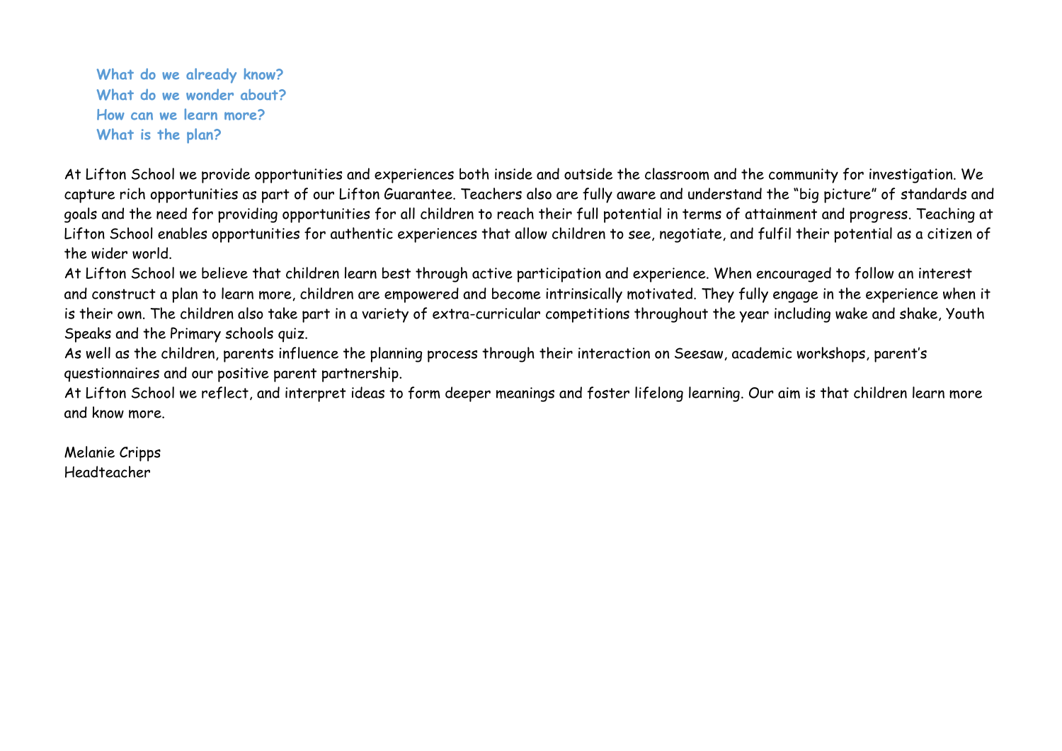**What do we already know?**
**What do we wonder about?**
**How can we learn more?**
**What is the plan?**

At Lifton School we provide opportunities and experiences both inside and outside the classroom and the community for investigation. We capture rich opportunities as part of our Lifton Guarantee. Teachers also are fully aware and understand the "big picture" of standards and goals and the need for providing opportunities for all children to reach their full potential in terms of attainment and progress. Teaching at Lifton School enables opportunities for authentic experiences that allow children to see, negotiate, and fulfil their potential as a citizen of the wider world.

At Lifton School we believe that children learn best through active participation and experience. When encouraged to follow an interest and construct a plan to learn more, children are empowered and become intrinsically motivated. They fully engage in the experience when it is their own. The children also take part in a variety of extra-curricular competitions throughout the year including wake and shake, Youth Speaks and the Primary schools quiz.

As well as the children, parents influence the planning process through their interaction on Seesaw, academic workshops, parent's questionnaires and our positive parent partnership.

At Lifton School we reflect, and interpret ideas to form deeper meanings and foster lifelong learning. Our aim is that children learn more and know more.

Melanie Cripps
Headteacher